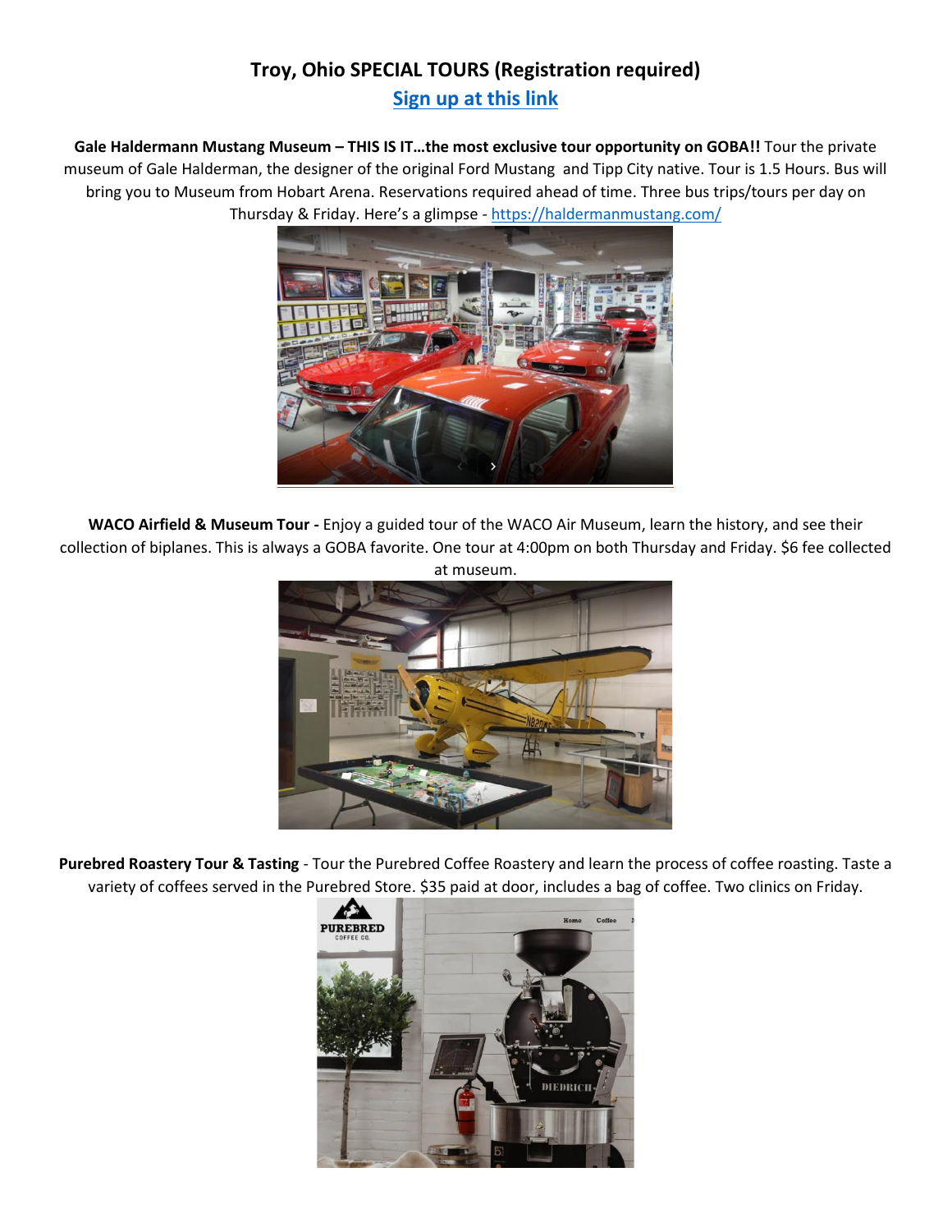# Troy, Ohio SPECIAL TOURS (Registration required)

## Sign up at this link

**Gale Haldermann Mustang Museum – THIS IS IT…the most exclusive tour opportunity on GOBA!!** Tour the private museum of Gale Halderman, the designer of the original Ford Mustang and Tipp City native. Tour is 1.5 Hours. Bus will bring you to Museum from Hobart Arena. Reservations required ahead of time. Three bus trips/tours per day on Thursday & Friday. Here's a glimpse - https://haldermanmustang.com/

**WACO Airfield & Museum Tour -** Enjoy a guided tour of the WACO Air Museum, learn the history, and see their collection of biplanes. This is always a GOBA favorite. One tour at 4:00pm on both Thursday and Friday. $6 fee collected at museum.

**Purebred Roastery Tour & Tasting** - Tour the Purebred Coffee Roastery and learn the process of coffee roasting. Taste a variety of coffees served in the Purebred Store. $35 paid at door, includes a bag of coffee. Two clinics on Friday.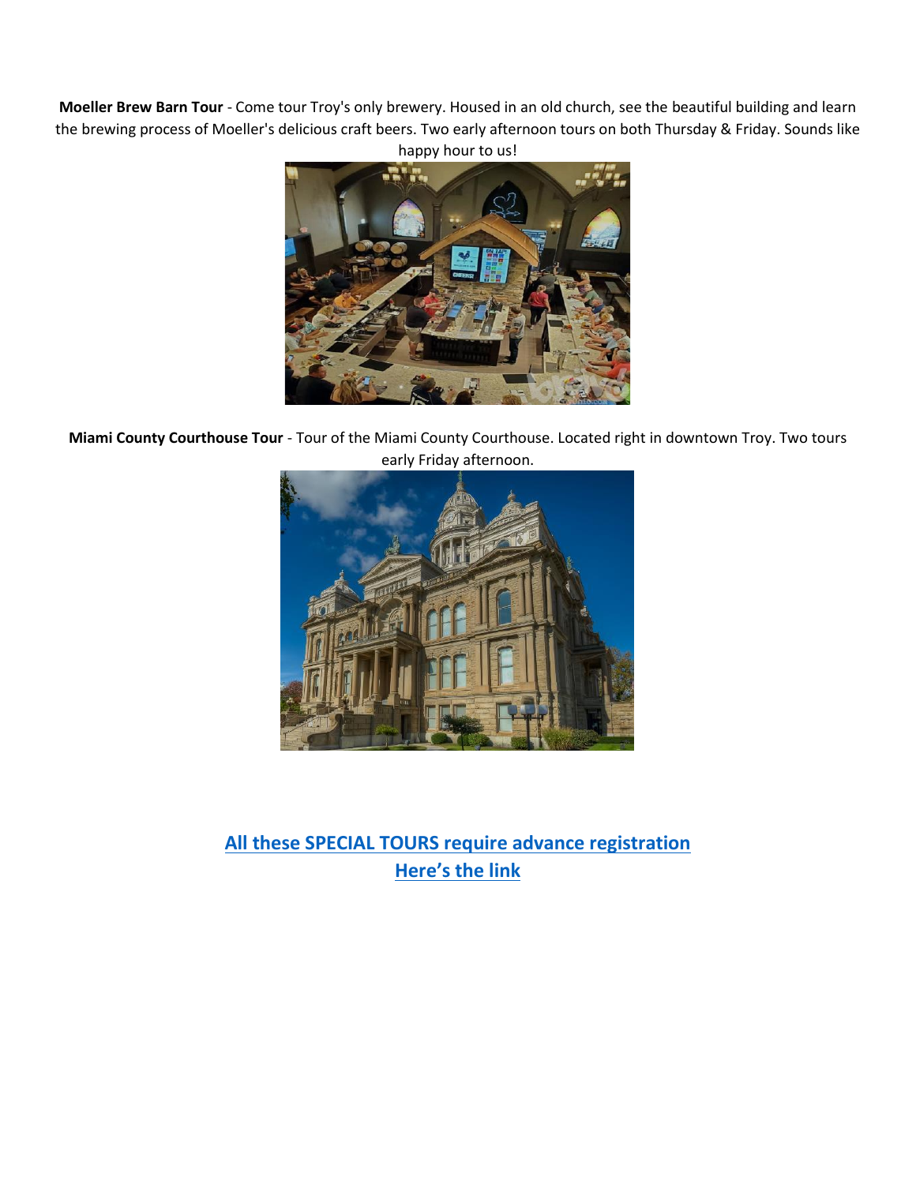**Moeller Brew Barn Tour** - Come tour Troy's only brewery. Housed in an old church, see the beautiful building and learn the brewing process of Moeller's delicious craft beers. Two early afternoon tours on both Thursday & Friday. Sounds like happy hour to us!

**Miami County Courthouse Tour** - Tour of the Miami County Courthouse. Located right in downtown Troy. Two tours early Friday afternoon.

**All these SPECIAL TOURS require advance registration**

**Here's the link**